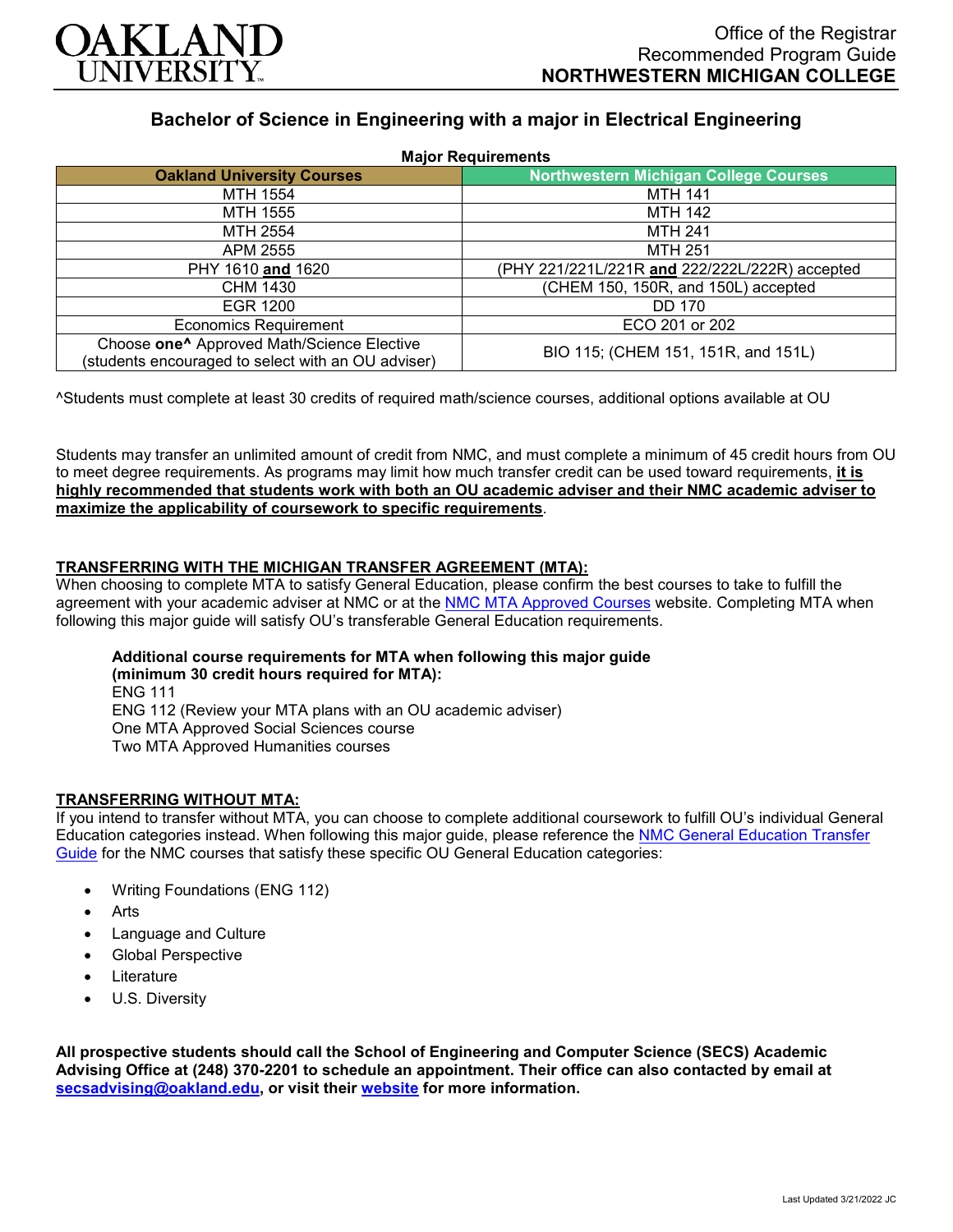# OAKLAND UNIVERSITY

Office of the Registrar
Recommended Program Guide
**NORTHWESTERN MICHIGAN COLLEGE**

## Bachelor of Science in Engineering with a major in Electrical Engineering

**Major Requirements**

| Oakland University Courses | Northwestern Michigan College Courses |
|---|---|
| MTH 1554 | MTH 141 |
| MTH 1555 | MTH 142 |
| MTH 2554 | MTH 241 |
| APM 2555 | MTH 251 |
| PHY 1610 **and** 1620 | (PHY 221/221L/221R **and** 222/222L/222R) accepted |
| CHM 1430 | (CHEM 150, 150R, and 150L) accepted |
| EGR 1200 | DD 170 |
| Economics Requirement | ECO 201 or 202 |
| Choose **one^** Approved Math/Science Elective (students encouraged to select with an OU adviser) | BIO 115; (CHEM 151, 151R, and 151L) |

^Students must complete at least 30 credits of required math/science courses, additional options available at OU

Students may transfer an unlimited amount of credit from NMC, and must complete a minimum of 45 credit hours from OU to meet degree requirements. As programs may limit how much transfer credit can be used toward requirements, **it is highly recommended that students work with both an OU academic adviser and their NMC academic adviser to maximize the applicability of coursework to specific requirements**.

### TRANSFERRING WITH THE MICHIGAN TRANSFER AGREEMENT (MTA):

When choosing to complete MTA to satisfy General Education, please confirm the best courses to take to fulfill the agreement with your academic adviser at NMC or at the NMC MTA Approved Courses website. Completing MTA when following this major guide will satisfy OU's transferable General Education requirements.

**Additional course requirements for MTA when following this major guide (minimum 30 credit hours required for MTA):**
ENG 111
ENG 112 (Review your MTA plans with an OU academic adviser)
One MTA Approved Social Sciences course
Two MTA Approved Humanities courses

### TRANSFERRING WITHOUT MTA:

If you intend to transfer without MTA, you can choose to complete additional coursework to fulfill OU's individual General Education categories instead. When following this major guide, please reference the NMC General Education Transfer Guide for the NMC courses that satisfy these specific OU General Education categories:

- Writing Foundations (ENG 112)
- Arts
- Language and Culture
- Global Perspective
- Literature
- U.S. Diversity

**All prospective students should call the School of Engineering and Computer Science (SECS) Academic Advising Office at (248) 370-2201 to schedule an appointment. Their office can also contacted by email at secsadvising@oakland.edu, or visit their website for more information.**

Last Updated 3/21/2022 JC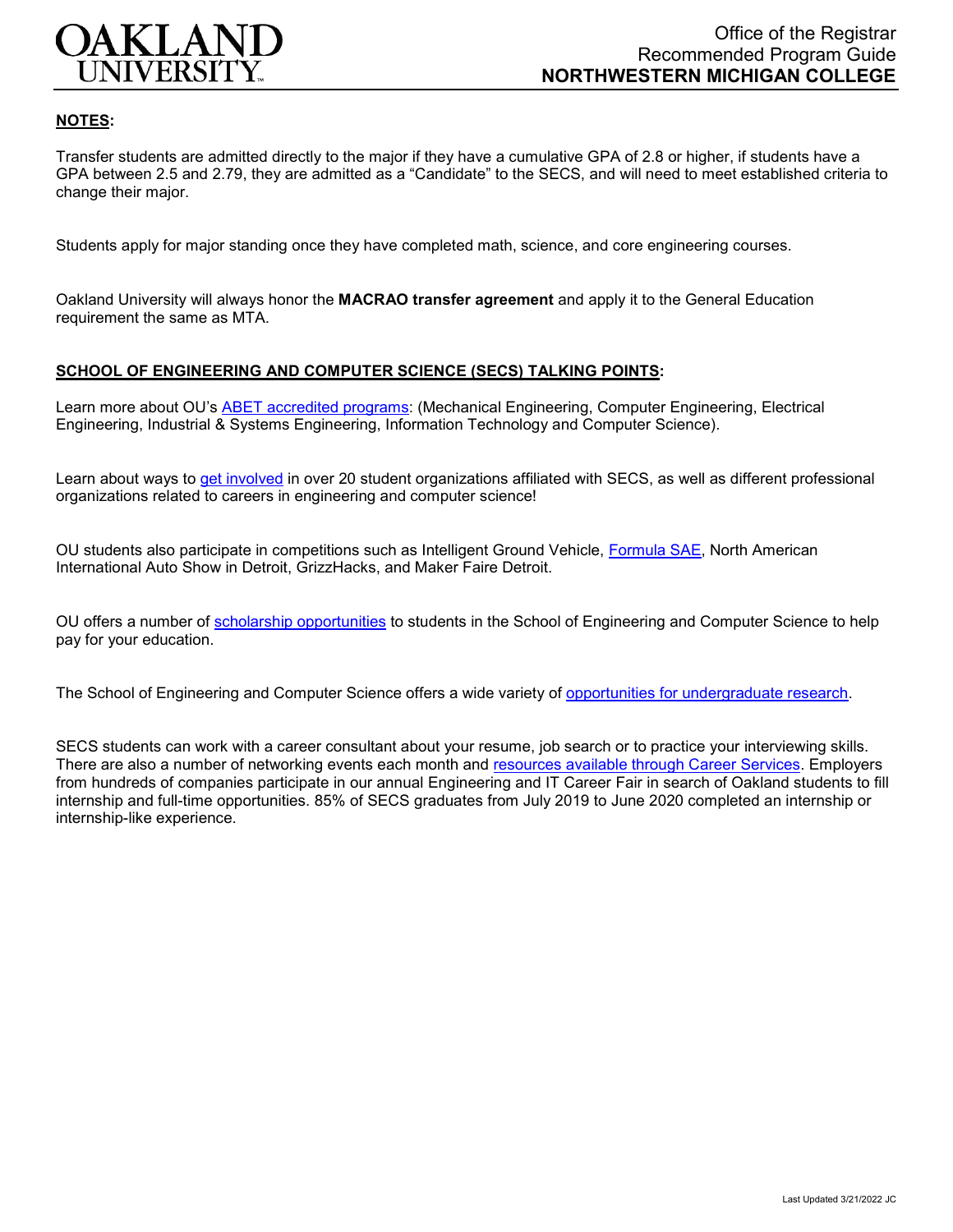**NOTES:**

Transfer students are admitted directly to the major if they have a cumulative GPA of 2.8 or higher, if students have a GPA between 2.5 and 2.79, they are admitted as a "Candidate" to the SECS, and will need to meet established criteria to change their major.

Students apply for major standing once they have completed math, science, and core engineering courses.

Oakland University will always honor the **MACRAO transfer agreement** and apply it to the General Education requirement the same as MTA.

**SCHOOL OF ENGINEERING AND COMPUTER SCIENCE (SECS) TALKING POINTS:**

Learn more about OU's ABET accredited programs: (Mechanical Engineering, Computer Engineering, Electrical Engineering, Industrial & Systems Engineering, Information Technology and Computer Science).

Learn about ways to get involved in over 20 student organizations affiliated with SECS, as well as different professional organizations related to careers in engineering and computer science!

OU students also participate in competitions such as Intelligent Ground Vehicle, Formula SAE, North American International Auto Show in Detroit, GrizzHacks, and Maker Faire Detroit.

OU offers a number of scholarship opportunities to students in the School of Engineering and Computer Science to help pay for your education.

The School of Engineering and Computer Science offers a wide variety of opportunities for undergraduate research.

SECS students can work with a career consultant about your resume, job search or to practice your interviewing skills. There are also a number of networking events each month and resources available through Career Services. Employers from hundreds of companies participate in our annual Engineering and IT Career Fair in search of Oakland students to fill internship and full-time opportunities. 85% of SECS graduates from July 2019 to June 2020 completed an internship or internship-like experience.

Last Updated 3/21/2022 JC